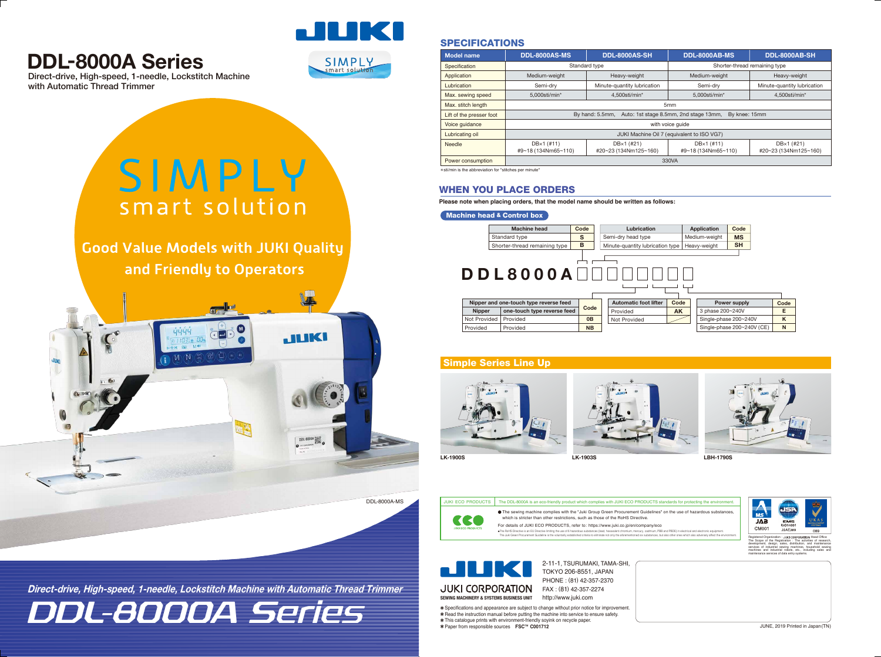# DDL-8000A Series

Direct-drive, High-speed, 1-needle, Lockstitch Machine with Automatic Thread Trimmer

SIMPLY smart solution

Good Value Models with JUKI Quality and Friendly to Operators

DDL-8000A-MS

*Direct-drive, High-speed, 1-needle, Lockstitch Machine with Automatic Thread Trimmer*

*DDL-8000A Series*

## SPECIFICATIONS

| Model name | DDL-8000AS-MS | DDL-8000AS-SH | DDL-8000AB-MS | DDL-8000AB-SH |
|---|---|---|---|---|
| Specification | Standard type | | Shorter-thread remaining type | |
| Application | Medium-weight | Heavy-weight | Medium-weight | Heavy-weight |
| Lubrication | Semi-dry | Minute-quantity lubrication | Semi-dry | Minute-quantity lubrication |
| Max. sewing speed | 5,000sti/min* | 4,500sti/min* | 5,000sti/min* | 4,500sti/min* |
| Max. stitch length | 5mm | | | |
| Lift of the presser foot | By hand: 5.5mm, Auto: 1st stage 8.5mm, 2nd stage 13mm, By knee: 15mm | | | |
| Voice guidance | with voice guide | | | |
| Lubricating oil | JUKI Machine Oil 7 (equivalent to ISO VG7) | | | |
| Needle | DB×1 (#11) #9~18 (134Nm65~110) | DB×1 (#21) #20~23 (134Nm125~160) | DB×1 (#11) #9~18 (134Nm65~110) | DB×1 (#21) #20~23 (134Nm125~160) |
| Power consumption | 330VA | | | |

*sti/min is the abbreviation for "stitches per minute"

## WHEN YOU PLACE ORDERS

**Please note when placing orders, that the model name should be written as follows:**

**Machine head & Control box**

| Machine head | Code |
|---|---|
| Standard type | S |
| Shorter-thread remaining type | B |

| Lubrication | Application | Code |
|---|---|---|
| Semi-dry head type | Medium-weight | MS |
| Minute-quantity lubrication type | Heavy-weight | SH |

**DDL8000A**□□□□□□□□

| Nipper and one-touch type reverse feed | | Code |
|---|---|---|
| Nipper | one-touch type reverse feed | |
| Not Provided | Provided | 0B |
| Provided | Provided | NB |

| Automatic foot lifter | Code |
|---|---|
| Provided | AK |
| Not Provided | |

| Power supply | Code |
|---|---|
| 3 phase 200~240V | E |
| Single-phase 200~240V | K |
| Single-phase 200~240V (CE) | N |

## Simple Series Line Up

LK-1900S

LK-1903S

LBH-1790S

JUKI ECO PRODUCTS — The DDL-8000A is an eco-friendly product which complies with JUKI ECO PRODUCTS standards for protecting the environment.

● The sewing machine complies with the "Juki Group Green Procurement Guidelines" on the use of hazardous substances, which is stricter than other restrictions, such as those of the RoHS Directive.

For details of JUKI ECO PRODUCTS, refer to: https://www.juki.co.jp/en/company/eco

Registered Organization : JUKI CORPORATION Head Office. The Scope of the Registration : The activities of research, development, design, sales, distribution, and maintenance services of industrial sewing machines, household sewing machines and industrial robots, etc. including sales and maintenance services of data entry systems.

CM001 JSAE389 089

**JUKI CORPORATION**
SEWING MACHINERY & SYSTEMS BUSINESS UNIT

2-11-1, TSURUMAKI, TAMA-SHI, TOKYO 206-8551, JAPAN
PHONE : (81) 42-357-2370
FAX : (81) 42-357-2274
http://www.juki.com

* Specifications and appearance are subject to change without prior notice for improvement.
* Read the instruction manual before putting the machine into service to ensure safety.
* This catalogue prints with environment-friendly soyink on recycle paper.
* Paper from responsible sources FSC™ C001712

JUNE, 2019 Printed in Japan (TN)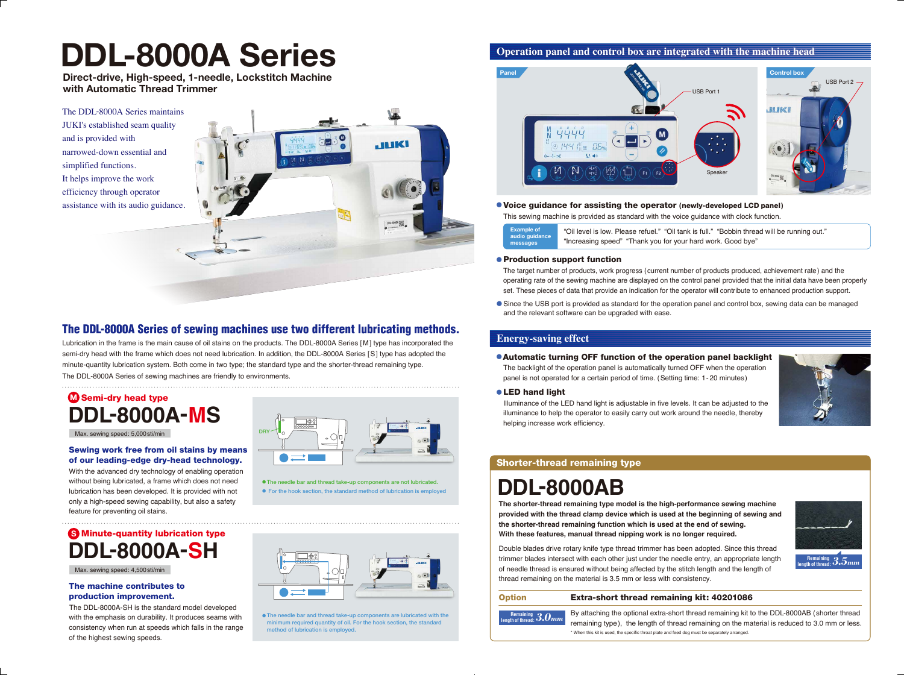# DDL-8000A Series

**Direct-drive, High-speed, 1-needle, Lockstitch Machine with Automatic Thread Trimmer**

The DDL-8000A Series maintains JUKI's established seam quality and is provided with narrowed-down essential and simplified functions.
It helps improve the work efficiency through operator assistance with its audio guidance.

## The DDL-8000A Series of sewing machines use two different lubricating methods.

Lubrication in the frame is the main cause of oil stains on the products. The DDL-8000A Series [M] type has incorporated the semi-dry head with the frame which does not need lubrication. In addition, the DDL-8000A Series [S] type has adopted the minute-quantity lubrication system. Both come in two type; the standard type and the shorter-thread remaining type.
The DDL-8000A Series of sewing machines are friendly to environments.

### M Semi-dry head type

# DDL-8000A-MS

Max. sewing speed: 5,000sti/min

**Sewing work free from oil stains by means of our leading-edge dry-head technology.**

With the advanced dry technology of enabling operation without being lubricated, a frame which does not need lubrication has been developed. It is provided with not only a high-speed sewing capability, but also a safety feature for preventing oil stains.

DRY

- The needle bar and thread take-up components are not lubricated.
- For the hook section, the standard method of lubrication is employed

### S Minute-quantity lubrication type

# DDL-8000A-SH

Max. sewing speed: 4,500sti/min

**The machine contributes to production improvement.**

The DDL-8000A-SH is the standard model developed with the emphasis on durability. It produces seams with consistency when run at speeds which falls in the range of the highest sewing speeds.

- The needle bar and thread take-up components are lubricated with the minimum required quantity of oil. For the hook section, the standard method of lubrication is employed.

## Operation panel and control box are integrated with the machine head

Panel

USB Port 1

Speaker

Control box

USB Port 2

- **Voice guidance for assisting the operator** (**newly-developed LCD panel**)
  This sewing machine is provided as standard with the voice guidance with clock function.

| Example of audio guidance messages | "Oil level is low. Please refuel." "Oil tank is full." "Bobbin thread will be running out." "Increasing speed" "Thank you for your hard work. Good bye" |
|---|---|

- **Production support function**
  The target number of products, work progress (current number of products produced, achievement rate) and the operating rate of the sewing machine are displayed on the control panel provided that the initial data have been properly set. These pieces of data that provide an indication for the operator will contribute to enhanced production support.
- Since the USB port is provided as standard for the operation panel and control box, sewing data can be managed and the relevant software can be upgraded with ease.

## Energy-saving effect

- **Automatic turning OFF function of the operation panel backlight**
  The backlight of the operation panel is automatically turned OFF when the operation panel is not operated for a certain period of time. (Setting time: 1-20 minutes)
- **LED hand light**
  Illuminance of the LED hand light is adjustable in five levels. It can be adjusted to the illuminance to help the operator to easily carry out work around the needle, thereby helping increase work efficiency.

## Shorter-thread remaining type

# DDL-8000AB

**The shorter-thread remaining type model is the high-performance sewing machine provided with the thread clamp device which is used at the beginning of sewing and the shorter-thread remaining function which is used at the end of sewing. With these features, manual thread nipping work is no longer required.**

Double blades drive rotary knife type thread trimmer has been adopted. Since this thread trimmer blades intersect with each other just under the needle entry, an appropriate length of needle thread is ensured without being affected by the stitch length and the length of thread remaining on the material is 3.5 mm or less with consistency.

Remaining length of thread: 3.5mm

**Option** **Extra-short thread remaining kit: 40201086**

Remaining length of thread: 3.0mm

By attaching the optional extra-short thread remaining kit to the DDL-8000AB (shorter thread remaining type), the length of thread remaining on the material is reduced to 3.0 mm or less.

* When this kit is used, the specific throat plate and feed dog must be separately arranged.